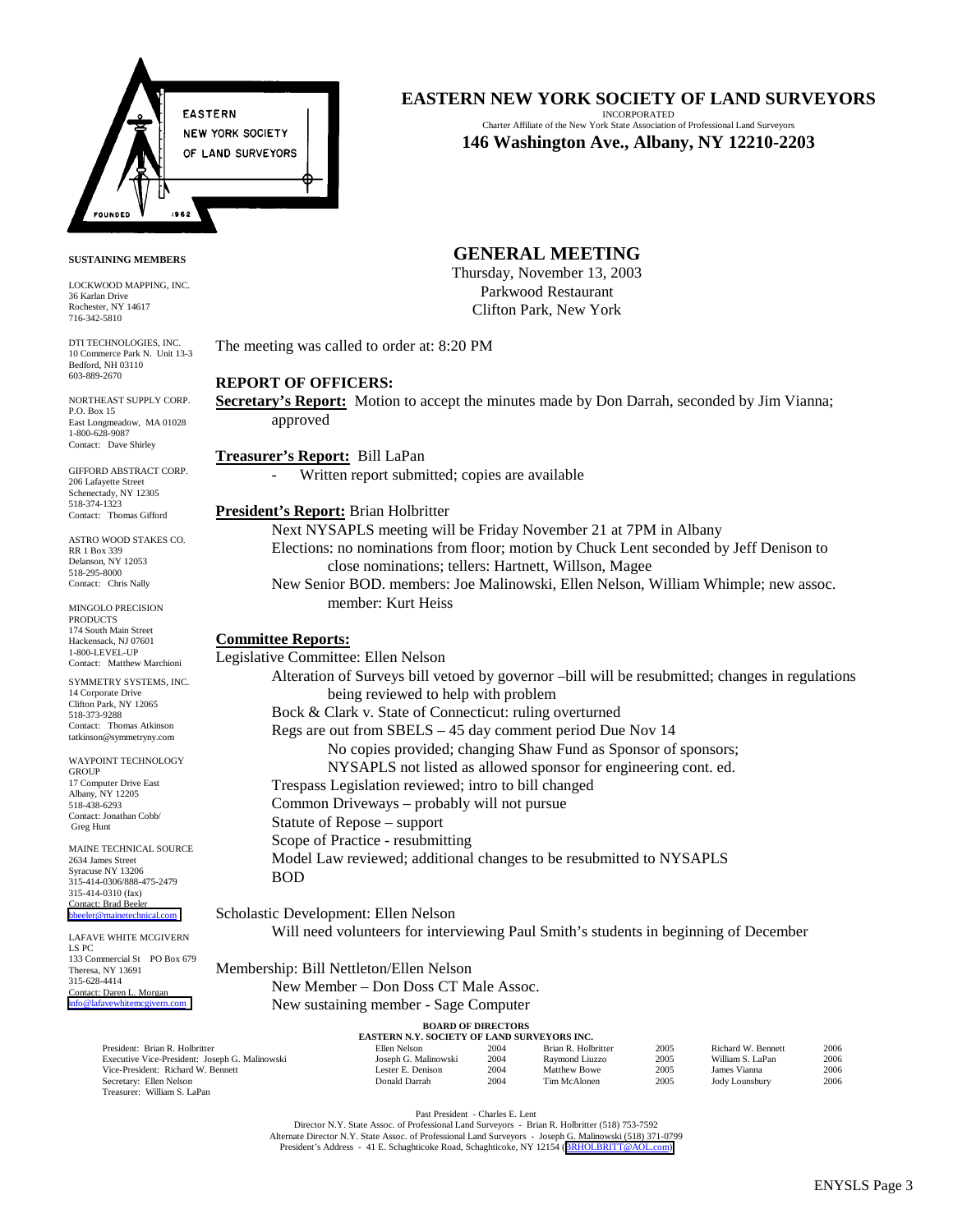# EASTERN NEW YORK SOCIETY OF LAND SURVEYORS

INCORPORATED
Charter Affiliate of the New York State Association of Professional Land Surveyors
**146 Washington Ave., Albany, NY 12210-2203**

**SUSTAINING MEMBERS**

LOCKWOOD MAPPING, INC.
36 Karlan Drive
Rochester, NY 14617
716-342-5810

DTI TECHNOLOGIES, INC.
10 Commerce Park N. Unit 13-3
Bedford, NH 03110
603-889-2670

NORTHEAST SUPPLY CORP.
P.O. Box 15
East Longmeadow, MA 01028
1-800-628-9087
Contact: Dave Shirley

GIFFORD ABSTRACT CORP.
206 Lafayette Street
Schenectady, NY 12305
518-374-1323
Contact: Thomas Gifford

ASTRO WOOD STAKES CO.
RR 1 Box 339
Delanson, NY 12053
518-295-8000
Contact: Chris Nally

MINGOLO PRECISION PRODUCTS
174 South Main Street
Hackensack, NJ 07601
1-800-LEVEL-UP
Contact: Matthew Marchioni

SYMMETRY SYSTEMS, INC.
14 Corporate Drive
Clifton Park, NY 12065
518-373-9288
Contact: Thomas Atkinson
tatkinson@symmetryny.com

WAYPOINT TECHNOLOGY GROUP
17 Computer Drive East
Albany, NY 12205
518-438-6293
Contact: Jonathan Cobb/ Greg Hunt

MAINE TECHNICAL SOURCE
2634 James Street
Syracuse NY 13206
315-414-0306/888-475-2479
315-414-0310 (fax)
Contact: Brad Beeler
bbeeler@mainetechnical.com

LAFAVE WHITE MCGIVERN LS PC
133 Commercial St PO Box 679
Theresa, NY 13691
315-628-4414
Contact: Daren L. Morgan
info@lafavewhitemcgivern.com

## GENERAL MEETING

Thursday, November 13, 2003
Parkwood Restaurant
Clifton Park, New York

The meeting was called to order at: 8:20 PM

### REPORT OF OFFICERS:

**Secretary's Report:** Motion to accept the minutes made by Don Darrah, seconded by Jim Vianna; approved

**Treasurer's Report:** Bill LaPan
- Written report submitted; copies are available

**President's Report:** Brian Holbritter

Next NYSAPLS meeting will be Friday November 21 at 7PM in Albany
Elections: no nominations from floor; motion by Chuck Lent seconded by Jeff Denison to close nominations; tellers: Hartnett, Willson, Magee
New Senior BOD. members: Joe Malinowski, Ellen Nelson, William Whimple; new assoc. member: Kurt Heiss

### Committee Reports:

Legislative Committee: Ellen Nelson

Alteration of Surveys bill vetoed by governor –bill will be resubmitted; changes in regulations being reviewed to help with problem
Bock & Clark v. State of Connecticut: ruling overturned
Regs are out from SBELS – 45 day comment period Due Nov 14
No copies provided; changing Shaw Fund as Sponsor of sponsors; NYSAPLS not listed as allowed sponsor for engineering cont. ed.
Trespass Legislation reviewed; intro to bill changed
Common Driveways – probably will not pursue
Statute of Repose – support
Scope of Practice - resubmitting
Model Law reviewed; additional changes to be resubmitted to NYSAPLS BOD

Scholastic Development: Ellen Nelson

Will need volunteers for interviewing Paul Smith's students in beginning of December

Membership: Bill Nettleton/Ellen Nelson

New Member – Don Doss CT Male Assoc.
New sustaining member - Sage Computer

**BOARD OF DIRECTORS**
**EASTERN N.Y. SOCIETY OF LAND SURVEYORS INC.**

| | | | | | | |
|---|---|---|---|---|---|---|
| President: Brian R. Holbritter | Ellen Nelson | 2004 | Brian R. Holbritter | 2005 | Richard W. Bennett | 2006 |
| Executive Vice-President: Joseph G. Malinowski | Joseph G. Malinowski | 2004 | Raymond Liuzzo | 2005 | William S. LaPan | 2006 |
| Vice-President: Richard W. Bennett | Lester E. Denison | 2004 | Matthew Bowe | 2005 | James Vianna | 2006 |
| Secretary: Ellen Nelson | Donald Darrah | 2004 | Tim McAlonen | 2005 | Jody Lounsbury | 2006 |
| Treasurer: William S. LaPan | | | | | | |

Past President - Charles E. Lent
Director N.Y. State Assoc. of Professional Land Surveyors - Brian R. Holbritter (518) 753-7592
Alternate Director N.Y. State Assoc. of Professional Land Surveyors - Joseph G. Malinowski (518) 371-0799
President's Address - 41 E. Schaghticoke Road, Schaghticoke, NY 12154 (BRHOLBRITT@AOL.com)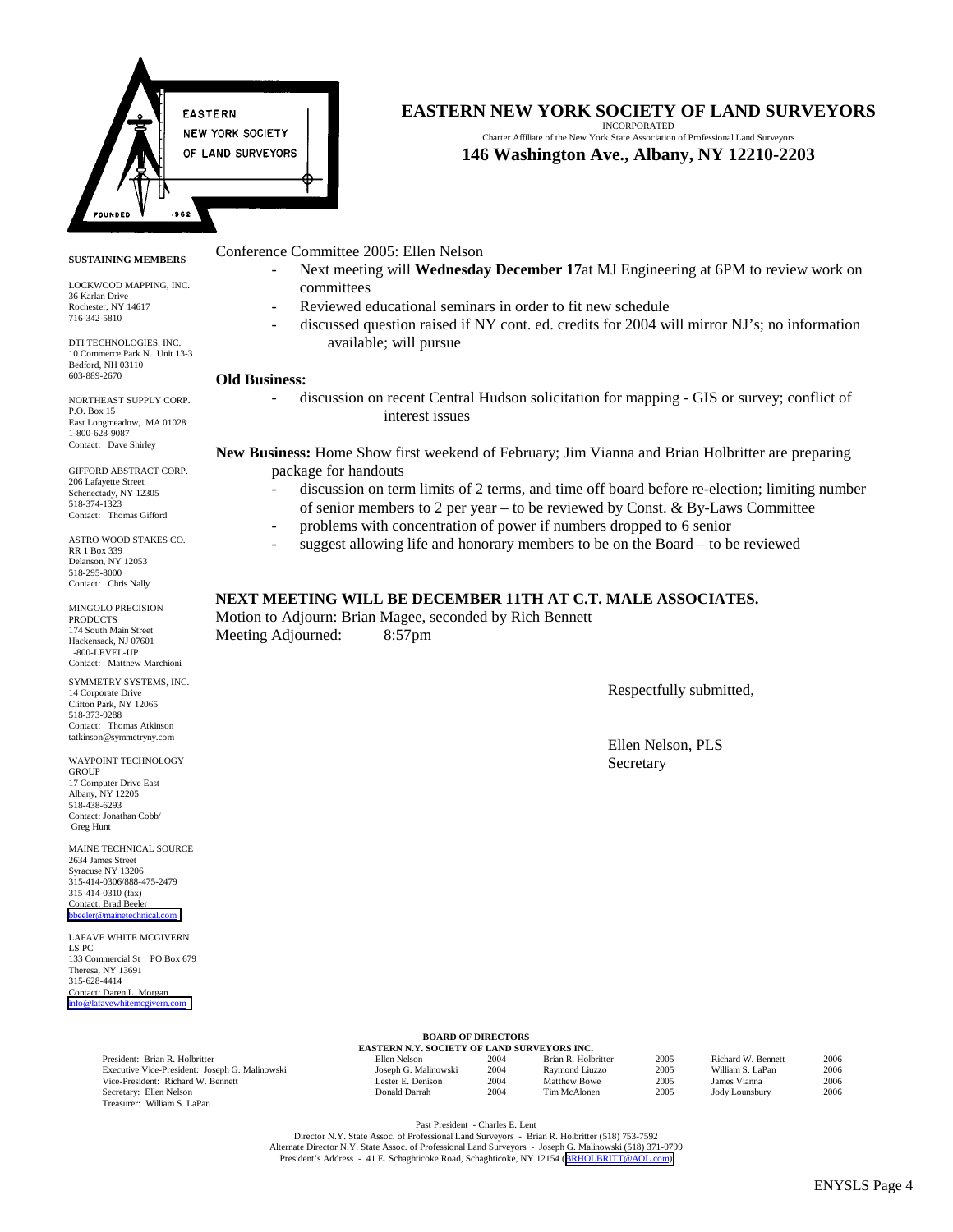**EASTERN NEW YORK SOCIETY OF LAND SURVEYORS**
INCORPORATED
Charter Affiliate of the New York State Association of Professional Land Surveyors
**146 Washington Ave., Albany, NY 12210-2203**

**SUSTAINING MEMBERS**

LOCKWOOD MAPPING, INC.
36 Karlan Drive
Rochester, NY 14617
716-342-5810

DTI TECHNOLOGIES, INC.
10 Commerce Park N. Unit 13-3
Bedford, NH 03110
603-889-2670

NORTHEAST SUPPLY CORP.
P.O. Box 15
East Longmeadow, MA 01028
1-800-628-9087
Contact: Dave Shirley

GIFFORD ABSTRACT CORP.
206 Lafayette Street
Schenectady, NY 12305
518-374-1323
Contact: Thomas Gifford

ASTRO WOOD STAKES CO.
RR 1 Box 339
Delanson, NY 12053
518-295-8000
Contact: Chris Nally

MINGOLO PRECISION PRODUCTS
174 South Main Street
Hackensack, NJ 07601
1-800-LEVEL-UP
Contact: Matthew Marchioni

SYMMETRY SYSTEMS, INC.
14 Corporate Drive
Clifton Park, NY 12065
518-373-9288
Contact: Thomas Atkinson
tatkinson@symmetryny.com

WAYPOINT TECHNOLOGY GROUP
17 Computer Drive East
Albany, NY 12205
518-438-6293
Contact: Jonathan Cobb/ Greg Hunt

MAINE TECHNICAL SOURCE
2634 James Street
Syracuse NY 13206
315-414-0306/888-475-2479
315-414-0310 (fax)
Contact: Brad Beeler
bbeeler@mainetechnical.com

LAFAVE WHITE MCGIVERN LS PC
133 Commercial St PO Box 679
Theresa, NY 13691
315-628-4414
Contact: Daren L. Morgan
info@lafavewhitemcgivern.com

Conference Committee 2005: Ellen Nelson

- Next meeting will **Wednesday December 17**at MJ Engineering at 6PM to review work on committees
- Reviewed educational seminars in order to fit new schedule
- discussed question raised if NY cont. ed. credits for 2004 will mirror NJ's; no information available; will pursue

**Old Business:**

- discussion on recent Central Hudson solicitation for mapping - GIS or survey; conflict of interest issues

**New Business:** Home Show first weekend of February; Jim Vianna and Brian Holbritter are preparing package for handouts

- discussion on term limits of 2 terms, and time off board before re-election; limiting number of senior members to 2 per year – to be reviewed by Const. & By-Laws Committee
- problems with concentration of power if numbers dropped to 6 senior
- suggest allowing life and honorary members to be on the Board – to be reviewed

**NEXT MEETING WILL BE DECEMBER 11TH AT C.T. MALE ASSOCIATES.**

Motion to Adjourn: Brian Magee, seconded by Rich Bennett
Meeting Adjourned: 8:57pm

Respectfully submitted,

Ellen Nelson, PLS
Secretary

**BOARD OF DIRECTORS**
**EASTERN N.Y. SOCIETY OF LAND SURVEYORS INC.**

| | | | | | | |
|---|---|---|---|---|---|---|
| President: Brian R. Holbritter | Ellen Nelson | 2004 | Brian R. Holbritter | 2005 | Richard W. Bennett | 2006 |
| Executive Vice-President: Joseph G. Malinowski | Joseph G. Malinowski | 2004 | Raymond Liuzzo | 2005 | William S. LaPan | 2006 |
| Vice-President: Richard W. Bennett | Lester E. Denison | 2004 | Matthew Bowe | 2005 | James Vianna | 2006 |
| Secretary: Ellen Nelson | Donald Darrah | 2004 | Tim McAlonen | 2005 | Jody Lounsbury | 2006 |
| Treasurer: William S. LaPan | | | | | | |

Past President - Charles E. Lent
Director N.Y. State Assoc. of Professional Land Surveyors - Brian R. Holbritter (518) 753-7592
Alternate Director N.Y. State Assoc. of Professional Land Surveyors - Joseph G. Malinowski (518) 371-0799
President's Address - 41 E. Schaghticoke Road, Schaghticoke, NY 12154 (BRHOLBRITT@AOL.com)